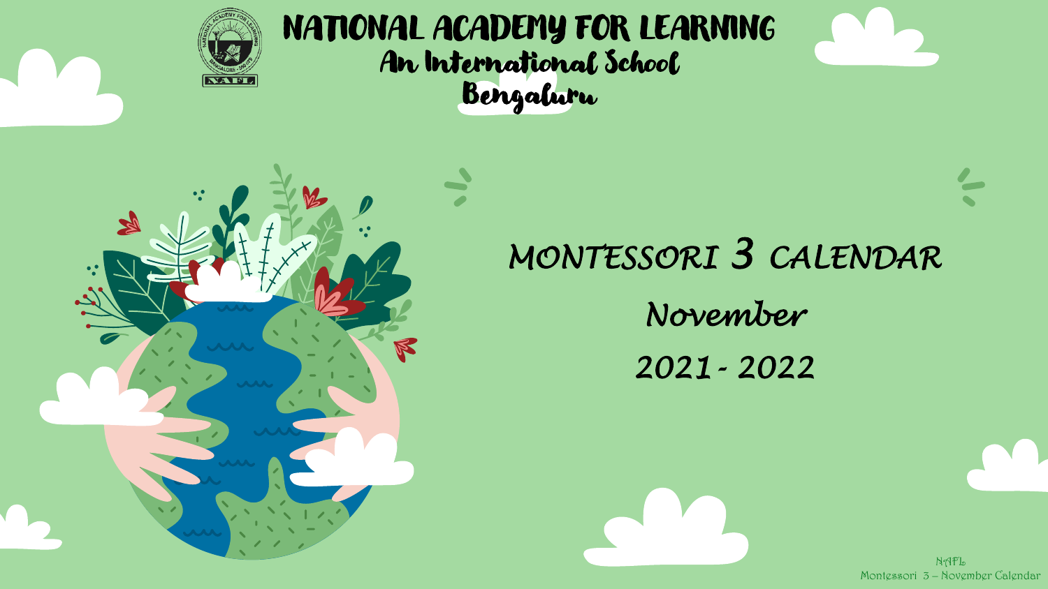# NATIONAL ACADEMY FOR LEARNING

## An International School

## Bengaluru

# MONTESSORI 3 CALENDAR

## November

## 2021 - 2022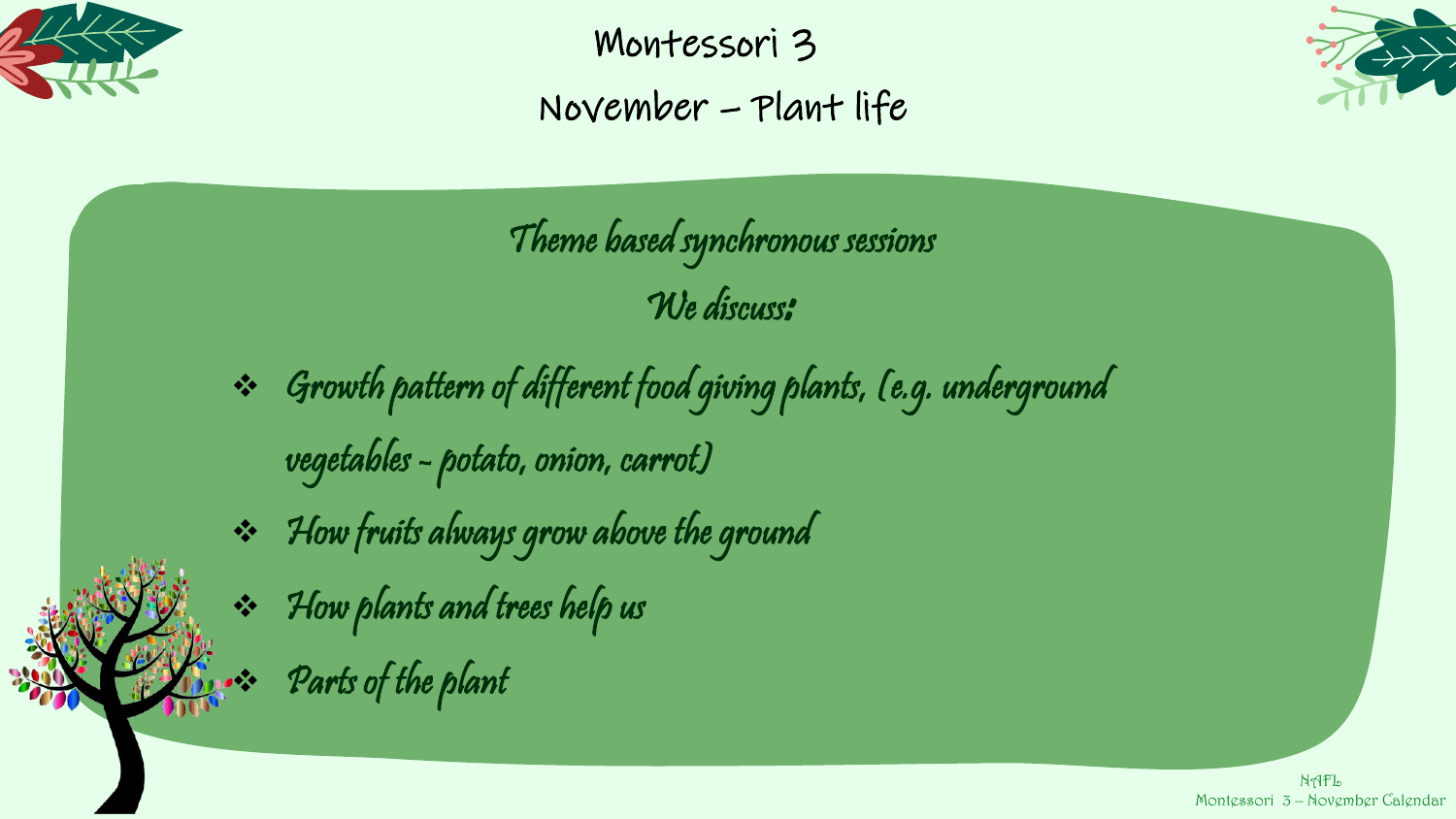# Montessori 3

## November – Plant life

### *Theme based synchronous sessions*

*We discuss:*

- *Growth pattern of different food giving plants, (e.g. underground vegetables - potato, onion, carrot)*
- *How fruits always grow above the ground*
- *How plants and trees help us*
- *Parts of the plant*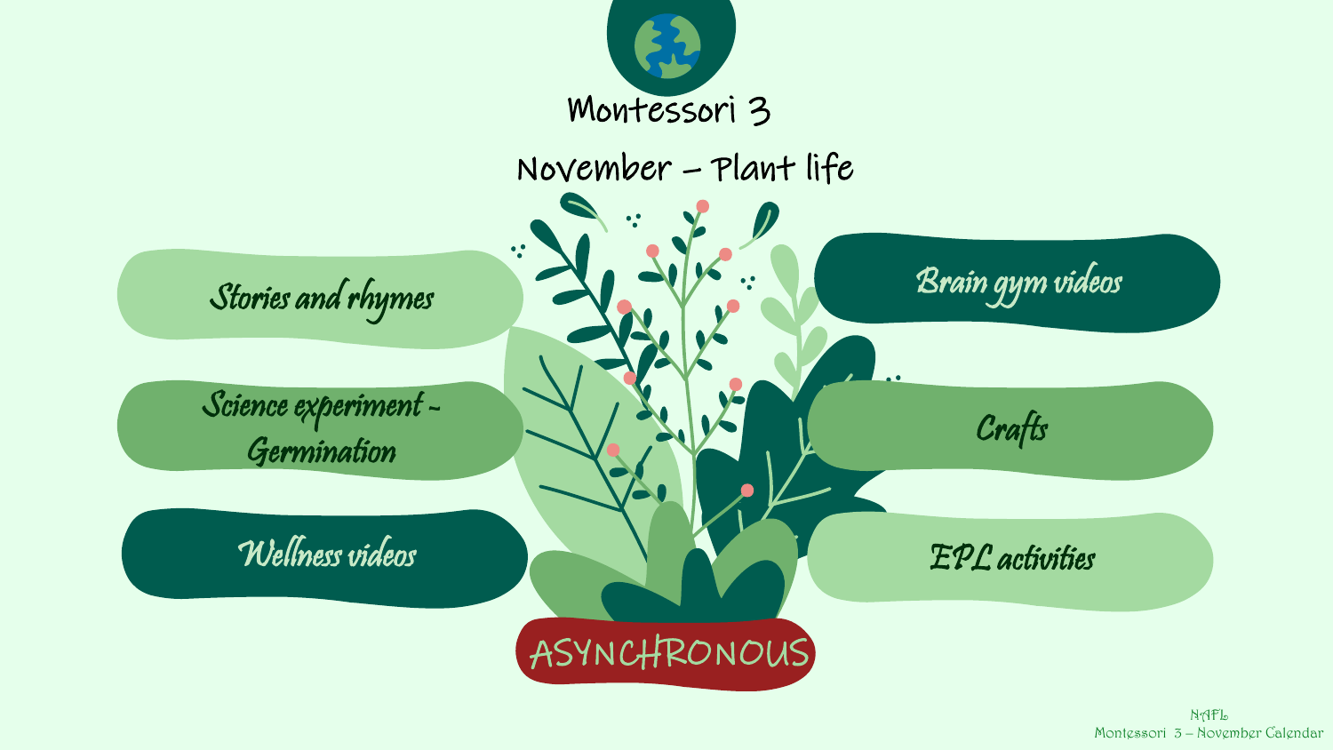# Montessori 3

## November – Plant life

- Stories and rhymes
- Science experiment – Germination
- Wellness videos
- Brain gym videos
- Crafts
- EPL activities

ASYNCHRONOUS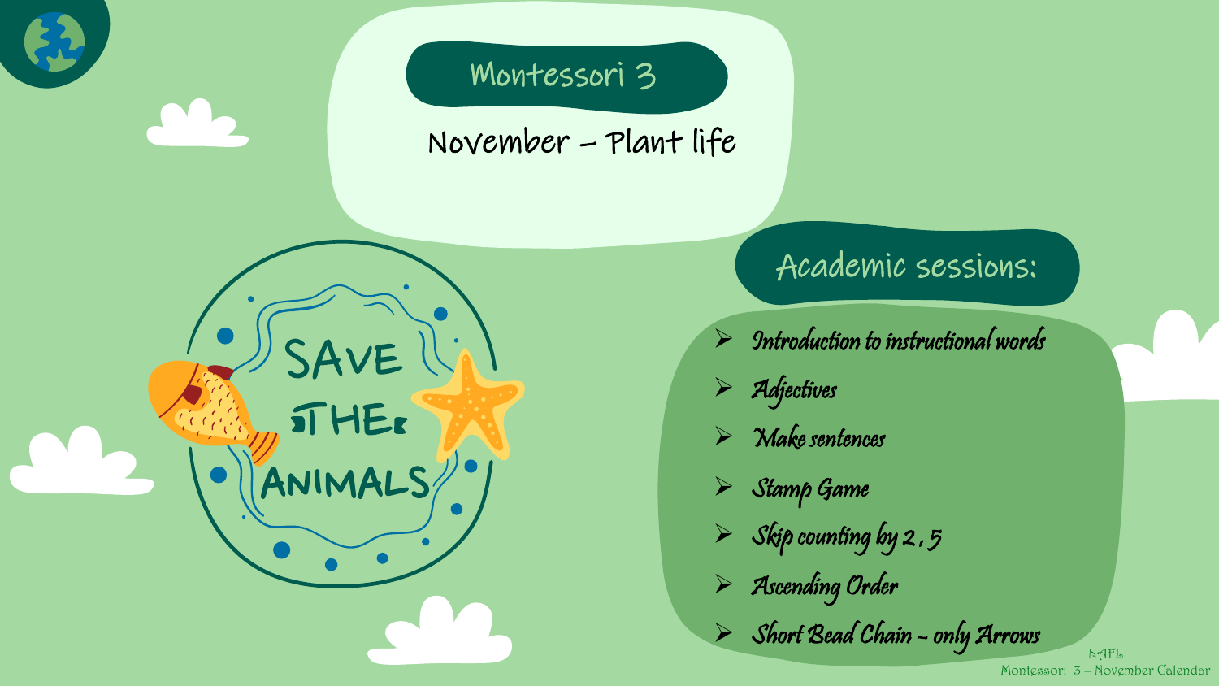# Montessori 3

## November – Plant life

SAVE THE ANIMALS

## Academic sessions:

- *Introduction to instructional words*
- *Adjectives*
- *Make sentences*
- *Stamp Game*
- *Skip counting by 2, 5*
- *Ascending Order*
- *Short Bead Chain – only Arrows*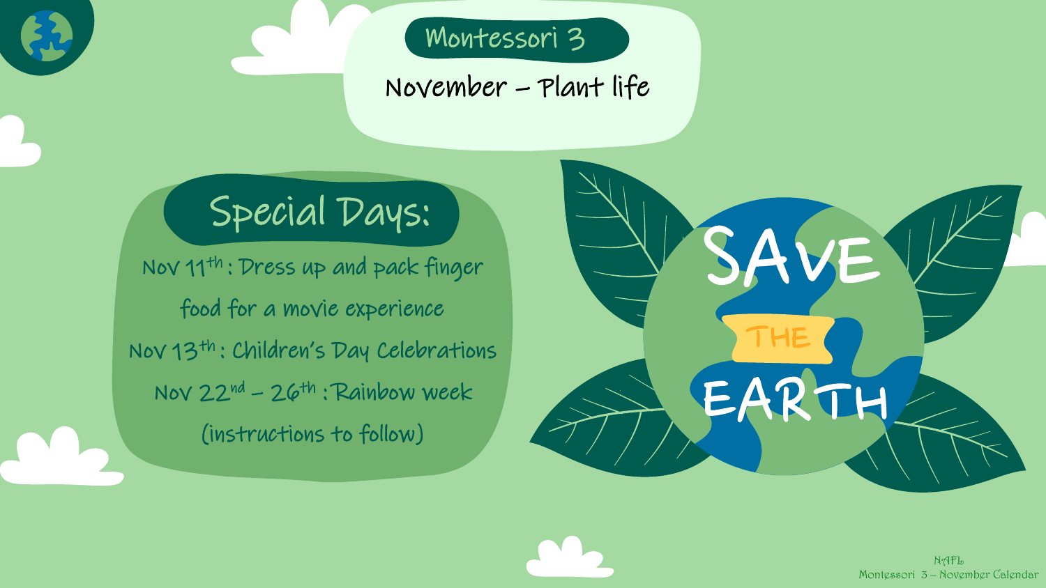# Montessori 3

## November – Plant life

## Special Days:

Nov 11th : Dress up and pack finger food for a movie experience

Nov 13th : Children's Day Celebrations

Nov 22nd – 26th : Rainbow week (instructions to follow)

SAVE THE EARTH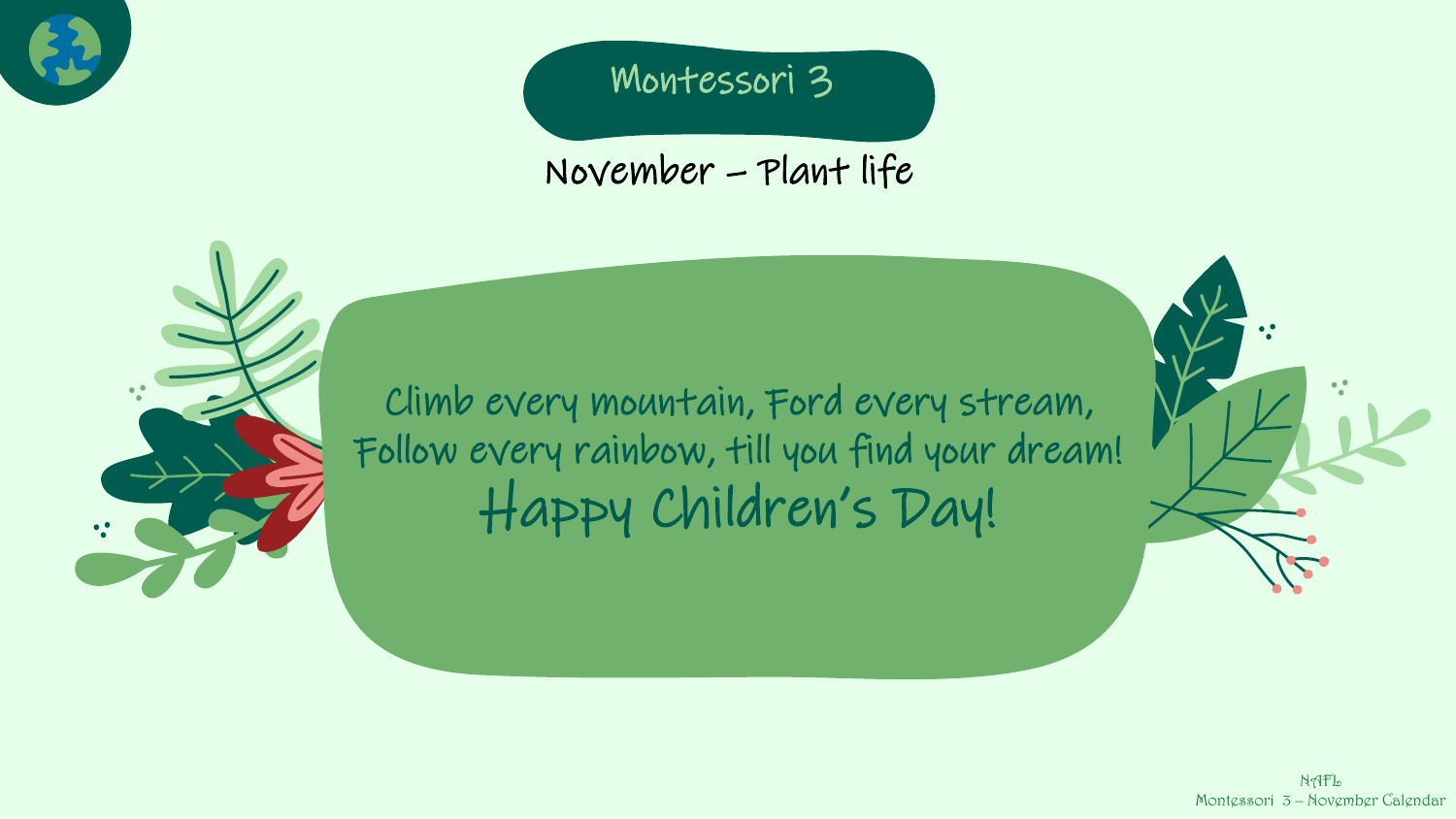# Montessori 3

## November – Plant life

Climb every mountain, Ford every stream,
Follow every rainbow, till you find your dream!

**Happy Children's Day!**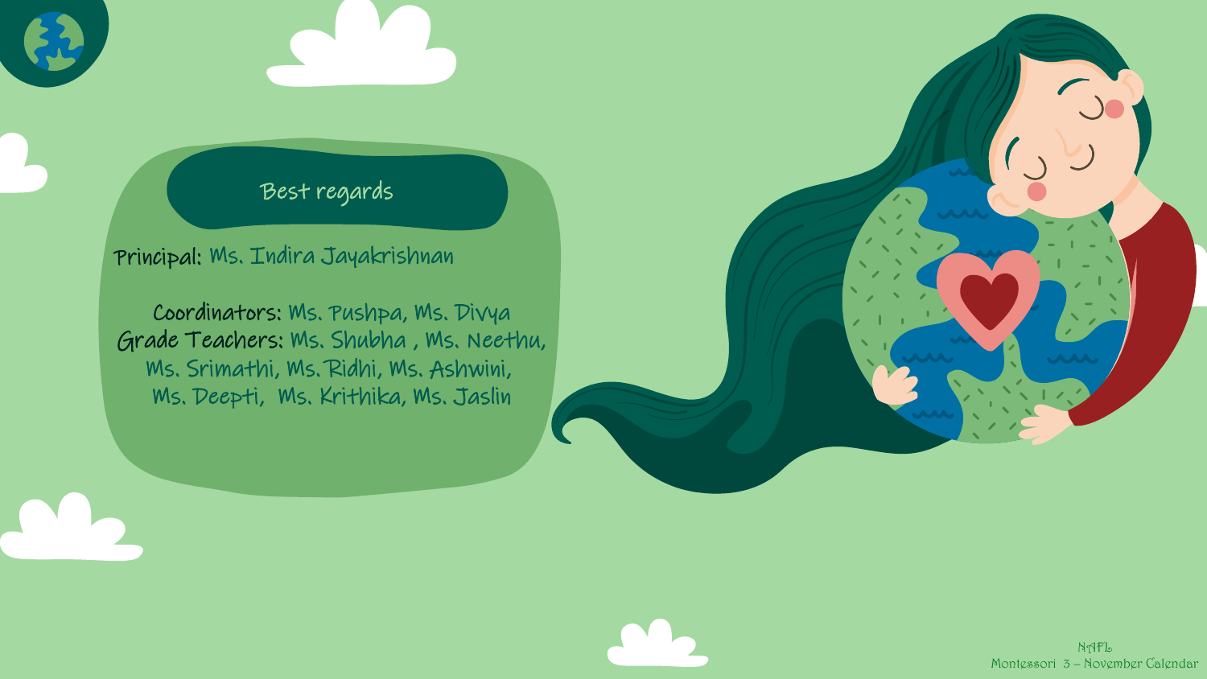## Best regards

**Principal:** Ms. Indira Jayakrishnan

**Coordinators:** Ms. Pushpa, Ms. Divya

**Grade Teachers:** Ms. Shubha , Ms. Neethu, Ms. Srimathi, Ms. Ridhi, Ms. Ashwini, Ms. Deepti, Ms. Krithika, Ms. Jaslin